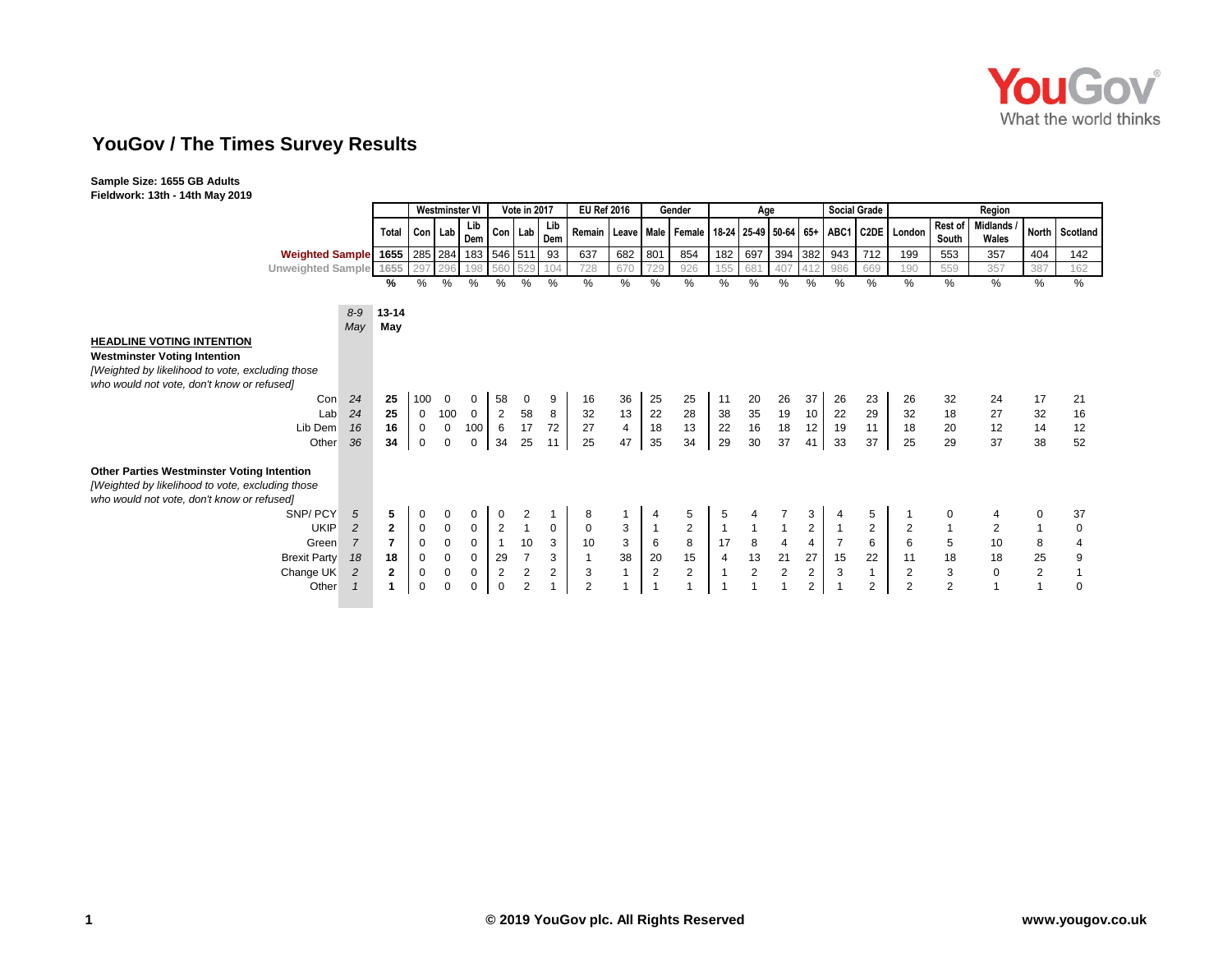# YouGov / The Times Survey Results

**Sample Size: 1655 GB Adults**
**Fieldwork: 13th - 14th May 2019**

| | 8-9 May | 13-14 May | Westminster VI | | | Vote in 2017 | | | EU Ref 2016 | | Gender | | Age | | | | Social Grade | | Region | | | | |
|---|---|---|---|---|---|---|---|---|---|---|---|---|---|---|---|---|---|---|---|---|---|---|---|
| | | Total | Con | Lab | Lib Dem | Con | Lab | Lib Dem | Remain | Leave | Male | Female | 18-24 | 25-49 | 50-64 | 65+ | ABC1 | C2DE | London | Rest of South | Midlands / Wales | North | Scotland |
| Weighted Sample | | 1655 | 285 | 284 | 183 | 546 | 511 | 93 | 637 | 682 | 801 | 854 | 182 | 697 | 394 | 382 | 943 | 712 | 199 | 553 | 357 | 404 | 142 |
| Unweighted Sample | | 1655 | 297 | 296 | 198 | 560 | 529 | 104 | 728 | 670 | 729 | 926 | 155 | 681 | 407 | 412 | 986 | 669 | 190 | 559 | 357 | 387 | 162 |
| | | % | % | % | % | % | % | % | % | % | % | % | % | % | % | % | % | % | % | % | % | % | % |
| **HEADLINE VOTING INTENTION** | | | | | | | | | | | | | | | | | | | | | | | |
| **Westminster Voting Intention** *[Weighted by likelihood to vote, excluding those who would not vote, don't know or refused]* | | | | | | | | | | | | | | | | | | | | | | | |
| Con | 24 | 25 | 100 | 0 | 0 | 58 | 0 | 9 | 16 | 36 | 25 | 25 | 11 | 20 | 26 | 37 | 26 | 23 | 26 | 32 | 24 | 17 | 21 |
| Lab | 24 | 25 | 0 | 100 | 0 | 2 | 58 | 8 | 32 | 13 | 22 | 28 | 38 | 35 | 19 | 10 | 22 | 29 | 32 | 18 | 27 | 32 | 16 |
| Lib Dem | 16 | 16 | 0 | 0 | 100 | 6 | 17 | 72 | 27 | 4 | 18 | 13 | 22 | 16 | 18 | 12 | 19 | 11 | 18 | 20 | 12 | 14 | 12 |
| Other | 36 | 34 | 0 | 0 | 0 | 34 | 25 | 11 | 25 | 47 | 35 | 34 | 29 | 30 | 37 | 41 | 33 | 37 | 25 | 29 | 37 | 38 | 52 |
| **Other Parties Westminster Voting Intention** *[Weighted by likelihood to vote, excluding those who would not vote, don't know or refused]* | | | | | | | | | | | | | | | | | | | | | | | |
| SNP/ PCY | 5 | 5 | 0 | 0 | 0 | 0 | 2 | 1 | 8 | 1 | 4 | 5 | 5 | 4 | 7 | 3 | 4 | 5 | 1 | 0 | 4 | 0 | 37 |
| UKIP | 2 | 2 | 0 | 0 | 0 | 2 | 1 | 0 | 0 | 3 | 1 | 2 | 1 | 1 | 1 | 2 | 1 | 2 | 2 | 1 | 2 | 1 | 0 |
| Green | 7 | 7 | 0 | 0 | 0 | 1 | 10 | 3 | 10 | 3 | 6 | 8 | 17 | 8 | 4 | 4 | 7 | 6 | 6 | 5 | 10 | 8 | 4 |
| Brexit Party | 18 | 18 | 0 | 0 | 0 | 29 | 7 | 3 | 1 | 38 | 20 | 15 | 4 | 13 | 21 | 27 | 15 | 22 | 11 | 18 | 18 | 25 | 9 |
| Change UK | 2 | 2 | 0 | 0 | 0 | 2 | 2 | 2 | 3 | 1 | 2 | 2 | 1 | 2 | 2 | 2 | 3 | 1 | 2 | 3 | 0 | 2 | 1 |
| Other | 1 | 1 | 0 | 0 | 0 | 0 | 2 | 1 | 2 | 1 | 1 | 1 | 1 | 1 | 1 | 2 | 1 | 2 | 2 | 2 | 1 | 1 | 0 |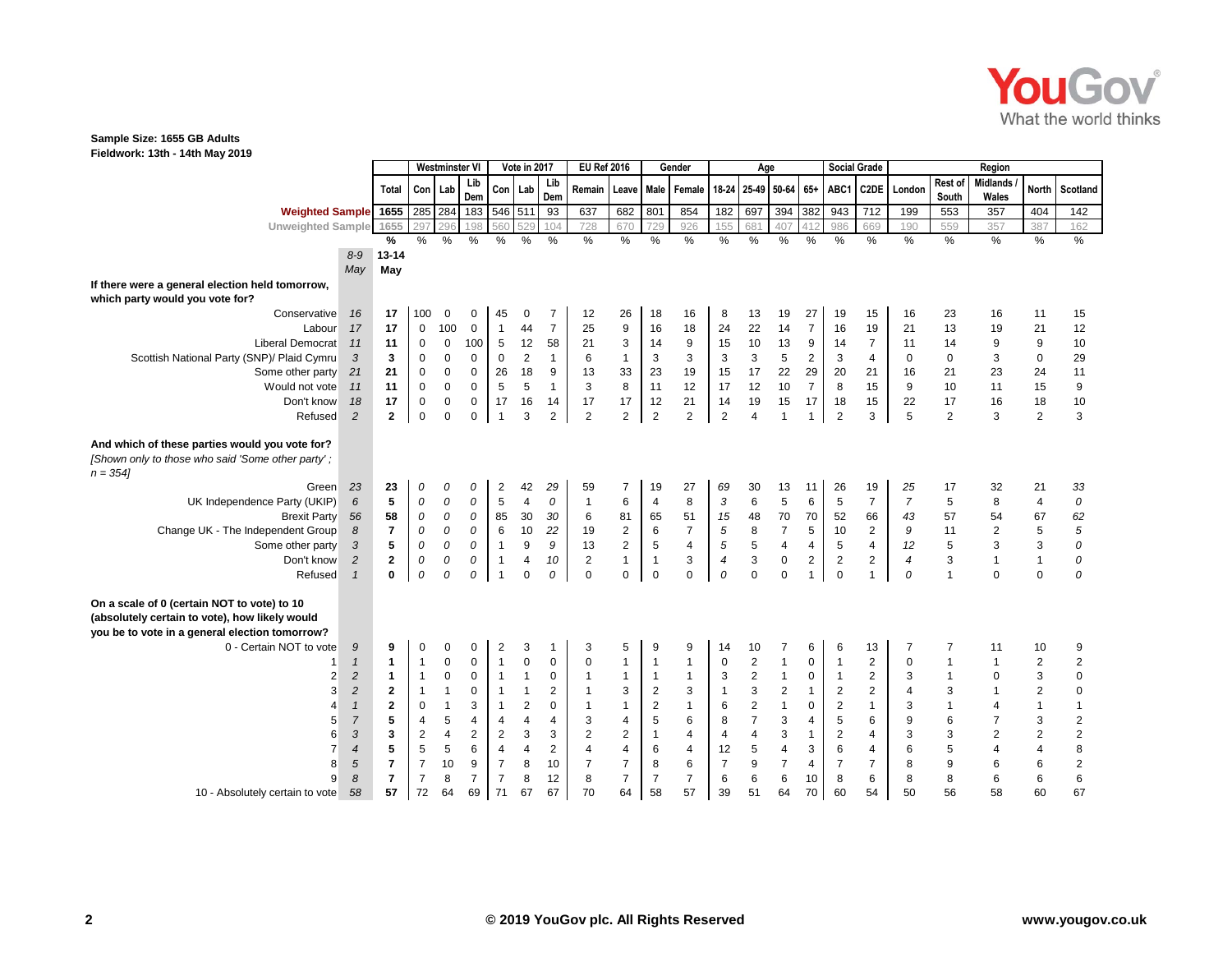**Sample Size: 1655 GB Adults**
**Fieldwork: 13th - 14th May 2019**

| | | | Westminster VI | | | Vote in 2017 | | | EU Ref 2016 | | Gender | | Age | | | | Social Grade | | Region | | | | |
|---|---|---|---|---|---|---|---|---|---|---|---|---|---|---|---|---|---|---|---|---|---|---|---|
| | | Total | Con | Lab | Lib Dem | Con | Lab | Lib Dem | Remain | Leave | Male | Female | 18-24 | 25-49 | 50-64 | 65+ | ABC1 | C2DE | London | Rest of South | Midlands / Wales | North | Scotland |
| **Weighted Sample** | | 1655 | 285 | 284 | 183 | 546 | 511 | 93 | 637 | 682 | 801 | 854 | 182 | 697 | 394 | 382 | 943 | 712 | 199 | 553 | 357 | 404 | 142 |
| Unweighted Sample | | 1655 | 297 | 296 | 198 | 560 | 529 | 104 | 728 | 670 | 729 | 926 | 155 | 681 | 407 | 412 | 986 | 669 | 190 | 559 | 357 | 387 | 162 |
| | | % | % | % | % | % | % | % | % | % | % | % | % | % | % | % | % | % | % | % | % | % | % |
| | *8-9 May* | **13-14 May** | | | | | | | | | | | | | | | | | | | | | |
| **If there were a general election held tomorrow, which party would you vote for?** | | | | | | | | | | | | | | | | | | | | | | | |
| Conservative | *16* | **17** | 100 | 0 | 0 | 45 | 0 | 7 | 12 | 26 | 18 | 16 | 8 | 13 | 19 | 27 | 19 | 15 | 16 | 23 | 16 | 11 | 15 |
| Labour | *17* | **17** | 0 | 100 | 0 | 1 | 44 | 7 | 25 | 9 | 16 | 18 | 24 | 22 | 14 | 7 | 16 | 19 | 21 | 13 | 19 | 21 | 12 |
| Liberal Democrat | *11* | **11** | 0 | 0 | 100 | 5 | 12 | 58 | 21 | 3 | 14 | 9 | 15 | 10 | 13 | 9 | 14 | 7 | 11 | 14 | 9 | 9 | 10 |
| Scottish National Party (SNP)/ Plaid Cymru | *3* | **3** | 0 | 0 | 0 | 0 | 2 | 1 | 6 | 1 | 3 | 3 | 3 | 3 | 5 | 2 | 3 | 4 | 0 | 0 | 3 | 0 | 29 |
| Some other party | *21* | **21** | 0 | 0 | 0 | 26 | 18 | 9 | 13 | 33 | 23 | 19 | 15 | 17 | 22 | 29 | 20 | 21 | 16 | 21 | 23 | 24 | 11 |
| Would not vote | *11* | **11** | 0 | 0 | 0 | 5 | 5 | 1 | 3 | 8 | 11 | 12 | 17 | 12 | 10 | 7 | 8 | 15 | 9 | 10 | 11 | 15 | 9 |
| Don't know | *18* | **17** | 0 | 0 | 0 | 17 | 16 | 14 | 17 | 17 | 12 | 21 | 14 | 19 | 15 | 17 | 18 | 15 | 22 | 17 | 16 | 18 | 10 |
| Refused | *2* | **2** | 0 | 0 | 0 | 1 | 3 | 2 | 2 | 2 | 2 | 2 | 2 | 4 | 1 | 1 | 2 | 3 | 5 | 2 | 3 | 2 | 3 |
| **And which of these parties would you vote for?** *[Shown only to those who said 'Some other party' ; n = 354]* | | | | | | | | | | | | | | | | | | | | | | | |
| Green | *23* | **23** | *0* | *0* | *0* | 2 | 42 | *29* | 59 | 7 | 19 | 27 | *69* | 30 | 13 | 11 | 26 | 19 | *25* | 17 | 32 | 21 | *33* |
| UK Independence Party (UKIP) | *6* | **5** | *0* | *0* | *0* | 5 | 4 | *0* | 1 | 6 | 4 | 8 | *3* | 6 | 5 | 6 | 5 | 7 | *7* | 5 | 8 | 4 | *0* |
| Brexit Party | *56* | **58** | *0* | *0* | *0* | 85 | 30 | *30* | 6 | 81 | 65 | 51 | *15* | 48 | 70 | 70 | 52 | 66 | *43* | 57 | 54 | 67 | *62* |
| Change UK - The Independent Group | *8* | **7** | *0* | *0* | *0* | 6 | 10 | *22* | 19 | 2 | 6 | 7 | *5* | 8 | 7 | 5 | 10 | 2 | *9* | 11 | 2 | 5 | *5* |
| Some other party | *3* | **5** | *0* | *0* | *0* | 1 | 9 | *9* | 13 | 2 | 5 | 4 | *5* | 5 | 4 | 4 | 5 | 4 | *12* | 5 | 3 | 3 | *0* |
| Don't know | *2* | **2** | *0* | *0* | *0* | 1 | 4 | *10* | 2 | 1 | 1 | 3 | *4* | 3 | 0 | 2 | 2 | 2 | *4* | 3 | 1 | 1 | *0* |
| Refused | *1* | **0** | *0* | *0* | *0* | 1 | 0 | *0* | 0 | 0 | 0 | 0 | *0* | 0 | 0 | 1 | 0 | 1 | *0* | 1 | 0 | 0 | *0* |
| **On a scale of 0 (certain NOT to vote) to 10 (absolutely certain to vote), how likely would you be to vote in a general election tomorrow?** | | | | | | | | | | | | | | | | | | | | | | | |
| 0 - Certain NOT to vote | *9* | **9** | 0 | 0 | 0 | 2 | 3 | 1 | 3 | 5 | 9 | 9 | 14 | 10 | 7 | 6 | 6 | 13 | 7 | 7 | 11 | 10 | 9 |
| 1 | *1* | **1** | 1 | 0 | 0 | 1 | 0 | 0 | 0 | 1 | 1 | 1 | 0 | 2 | 1 | 0 | 1 | 2 | 0 | 1 | 1 | 2 | 2 |
| 2 | *2* | **1** | 1 | 0 | 0 | 1 | 1 | 0 | 1 | 1 | 1 | 1 | 3 | 2 | 1 | 0 | 1 | 2 | 3 | 1 | 0 | 3 | 0 |
| 3 | *2* | **2** | 1 | 1 | 0 | 1 | 1 | 2 | 1 | 3 | 2 | 3 | 1 | 3 | 2 | 1 | 2 | 2 | 4 | 3 | 1 | 2 | 0 |
| 4 | *1* | **2** | 0 | 1 | 3 | 1 | 2 | 0 | 1 | 1 | 2 | 1 | 6 | 2 | 1 | 0 | 2 | 1 | 3 | 1 | 4 | 1 | 1 |
| 5 | *7* | **5** | 4 | 5 | 4 | 4 | 4 | 4 | 3 | 4 | 5 | 6 | 8 | 7 | 3 | 4 | 5 | 6 | 9 | 6 | 7 | 3 | 2 |
| 6 | *3* | **3** | 2 | 4 | 2 | 2 | 3 | 3 | 2 | 2 | 1 | 4 | 4 | 4 | 3 | 1 | 2 | 4 | 3 | 3 | 2 | 2 | 2 |
| 7 | *4* | **5** | 5 | 5 | 6 | 4 | 4 | 2 | 4 | 4 | 6 | 4 | 12 | 5 | 4 | 3 | 6 | 4 | 6 | 5 | 4 | 4 | 8 |
| 8 | *5* | **7** | 7 | 10 | 9 | 7 | 8 | 10 | 7 | 7 | 8 | 6 | 7 | 9 | 7 | 4 | 7 | 7 | 8 | 9 | 6 | 6 | 2 |
| 9 | *8* | **7** | 7 | 8 | 7 | 7 | 8 | 12 | 8 | 7 | 7 | 7 | 6 | 6 | 6 | 10 | 8 | 6 | 8 | 8 | 6 | 6 | 6 |
| 10 - Absolutely certain to vote | *58* | **57** | 72 | 64 | 69 | 71 | 67 | 67 | 70 | 64 | 58 | 57 | 39 | 51 | 64 | 70 | 60 | 54 | 50 | 56 | 58 | 60 | 67 |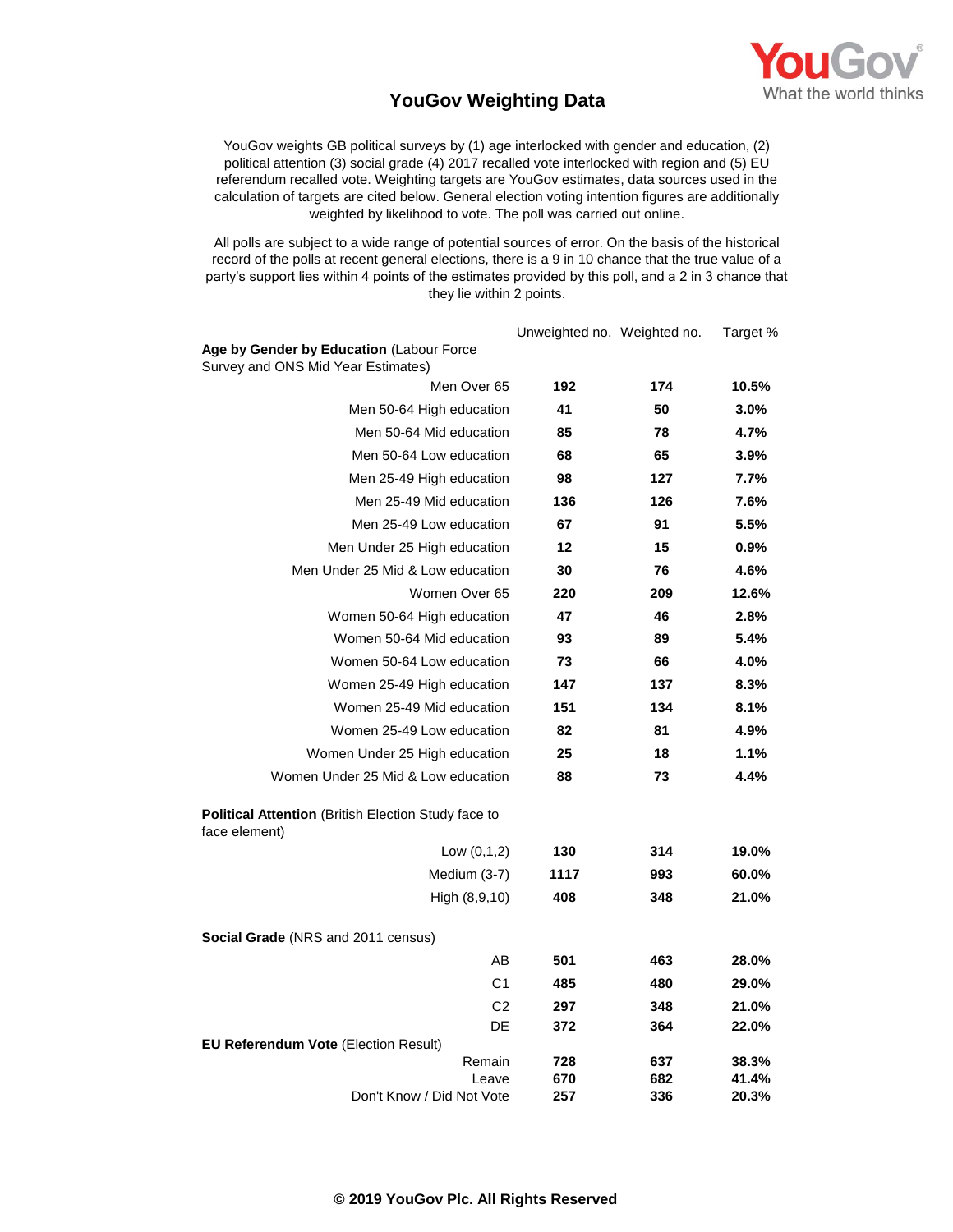# YouGov Weighting Data

YouGov weights GB political surveys by (1) age interlocked with gender and education, (2) political attention (3) social grade (4) 2017 recalled vote interlocked with region and (5) EU referendum recalled vote. Weighting targets are YouGov estimates, data sources used in the calculation of targets are cited below. General election voting intention figures are additionally weighted by likelihood to vote. The poll was carried out online.

All polls are subject to a wide range of potential sources of error. On the basis of the historical record of the polls at recent general elections, there is a 9 in 10 chance that the true value of a party's support lies within 4 points of the estimates provided by this poll, and a 2 in 3 chance that they lie within 2 points.

| | Unweighted no. | Weighted no. | Target % |
|---|---|---|---|
| **Age by Gender by Education** (Labour Force Survey and ONS Mid Year Estimates) | | | |
| Men Over 65 | **192** | **174** | **10.5%** |
| Men 50-64 High education | **41** | **50** | **3.0%** |
| Men 50-64 Mid education | **85** | **78** | **4.7%** |
| Men 50-64 Low education | **68** | **65** | **3.9%** |
| Men 25-49 High education | **98** | **127** | **7.7%** |
| Men 25-49 Mid education | **136** | **126** | **7.6%** |
| Men 25-49 Low education | **67** | **91** | **5.5%** |
| Men Under 25 High education | **12** | **15** | **0.9%** |
| Men Under 25 Mid & Low education | **30** | **76** | **4.6%** |
| Women Over 65 | **220** | **209** | **12.6%** |
| Women 50-64 High education | **47** | **46** | **2.8%** |
| Women 50-64 Mid education | **93** | **89** | **5.4%** |
| Women 50-64 Low education | **73** | **66** | **4.0%** |
| Women 25-49 High education | **147** | **137** | **8.3%** |
| Women 25-49 Mid education | **151** | **134** | **8.1%** |
| Women 25-49 Low education | **82** | **81** | **4.9%** |
| Women Under 25 High education | **25** | **18** | **1.1%** |
| Women Under 25 Mid & Low education | **88** | **73** | **4.4%** |
| **Political Attention** (British Election Study face to face element) | | | |
| Low (0,1,2) | **130** | **314** | **19.0%** |
| Medium (3-7) | **1117** | **993** | **60.0%** |
| High (8,9,10) | **408** | **348** | **21.0%** |
| **Social Grade** (NRS and 2011 census) | | | |
| AB | **501** | **463** | **28.0%** |
| C1 | **485** | **480** | **29.0%** |
| C2 | **297** | **348** | **21.0%** |
| DE | **372** | **364** | **22.0%** |
| **EU Referendum Vote** (Election Result) | | | |
| Remain | **728** | **637** | **38.3%** |
| Leave | **670** | **682** | **41.4%** |
| Don't Know / Did Not Vote | **257** | **336** | **20.3%** |

**© 2019 YouGov Plc. All Rights Reserved**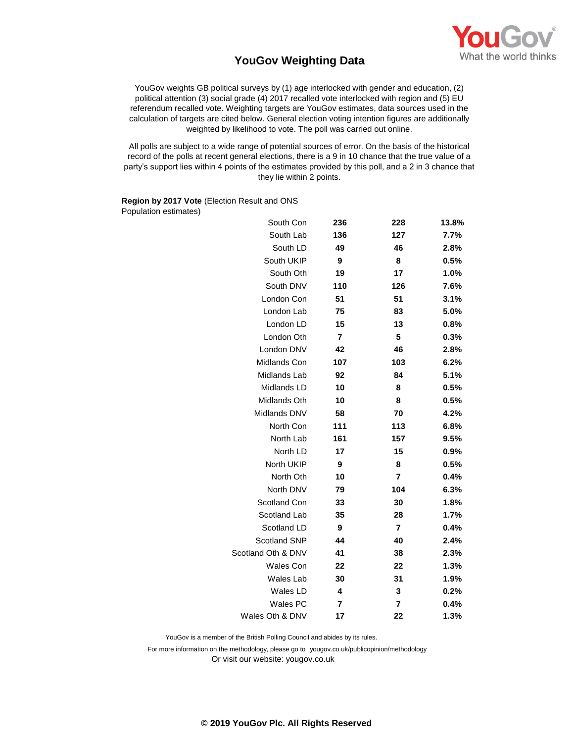# YouGov Weighting Data

YouGov weights GB political surveys by (1) age interlocked with gender and education, (2) political attention (3) social grade (4) 2017 recalled vote interlocked with region and (5) EU referendum recalled vote. Weighting targets are YouGov estimates, data sources used in the calculation of targets are cited below. General election voting intention figures are additionally weighted by likelihood to vote. The poll was carried out online.

All polls are subject to a wide range of potential sources of error. On the basis of the historical record of the polls at recent general elections, there is a 9 in 10 chance that the true value of a party's support lies within 4 points of the estimates provided by this poll, and a 2 in 3 chance that they lie within 2 points.

**Region by 2017 Vote** (Election Result and ONS Population estimates)

| | | | |
|---|---|---|---|
| South Con | **236** | **228** | **13.8%** |
| South Lab | **136** | **127** | **7.7%** |
| South LD | **49** | **46** | **2.8%** |
| South UKIP | **9** | **8** | **0.5%** |
| South Oth | **19** | **17** | **1.0%** |
| South DNV | **110** | **126** | **7.6%** |
| London Con | **51** | **51** | **3.1%** |
| London Lab | **75** | **83** | **5.0%** |
| London LD | **15** | **13** | **0.8%** |
| London Oth | **7** | **5** | **0.3%** |
| London DNV | **42** | **46** | **2.8%** |
| Midlands Con | **107** | **103** | **6.2%** |
| Midlands Lab | **92** | **84** | **5.1%** |
| Midlands LD | **10** | **8** | **0.5%** |
| Midlands Oth | **10** | **8** | **0.5%** |
| Midlands DNV | **58** | **70** | **4.2%** |
| North Con | **111** | **113** | **6.8%** |
| North Lab | **161** | **157** | **9.5%** |
| North LD | **17** | **15** | **0.9%** |
| North UKIP | **9** | **8** | **0.5%** |
| North Oth | **10** | **7** | **0.4%** |
| North DNV | **79** | **104** | **6.3%** |
| Scotland Con | **33** | **30** | **1.8%** |
| Scotland Lab | **35** | **28** | **1.7%** |
| Scotland LD | **9** | **7** | **0.4%** |
| Scotland SNP | **44** | **40** | **2.4%** |
| Scotland Oth & DNV | **41** | **38** | **2.3%** |
| Wales Con | **22** | **22** | **1.3%** |
| Wales Lab | **30** | **31** | **1.9%** |
| Wales LD | **4** | **3** | **0.2%** |
| Wales PC | **7** | **7** | **0.4%** |
| Wales Oth & DNV | **17** | **22** | **1.3%** |

YouGov is a member of the British Polling Council and abides by its rules.

For more information on the methodology, please go to yougov.co.uk/publicopinion/methodology

Or visit our website: yougov.co.uk

**© 2019 YouGov Plc. All Rights Reserved**